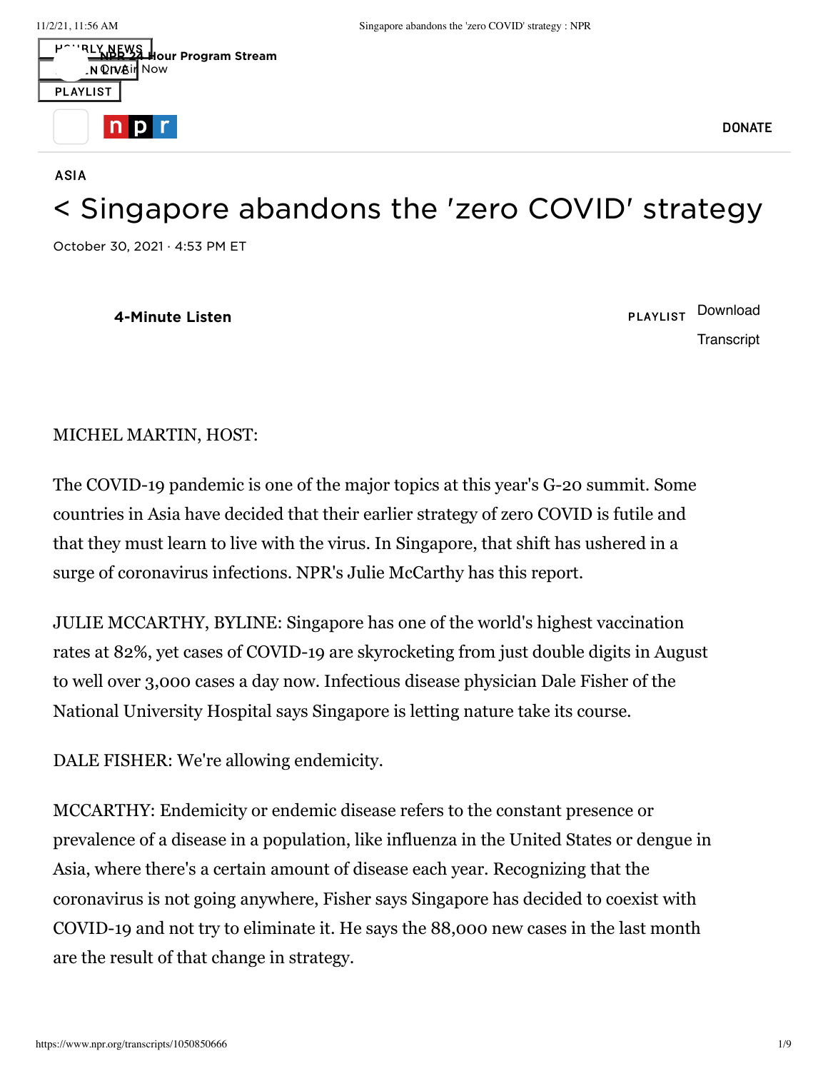ASIA

# < Singapore abandons the 'zero COVID' strategy

October 30, 2021 · 4:53 PM ET

**4-Minute Listen**

MICHEL MARTIN, HOST:

The COVID-19 pandemic is one of the major topics at this year's G-20 summit. Some countries in Asia have decided that their earlier strategy of zero COVID is futile and that they must learn to live with the virus. In Singapore, that shift has ushered in a surge of coronavirus infections. NPR's Julie McCarthy has this report.

JULIE MCCARTHY, BYLINE: Singapore has one of the world's highest vaccination rates at 82%, yet cases of COVID-19 are skyrocketing from just double digits in August to well over 3,000 cases a day now. Infectious disease physician Dale Fisher of the National University Hospital says Singapore is letting nature take its course.

DALE FISHER: We're allowing endemicity.

MCCARTHY: Endemicity or endemic disease refers to the constant presence or prevalence of a disease in a population, like influenza in the United States or dengue in Asia, where there's a certain amount of disease each year. Recognizing that the coronavirus is not going anywhere, Fisher says Singapore has decided to coexist with COVID-19 and not try to eliminate it. He says the 88,000 new cases in the last month are the result of that change in strategy.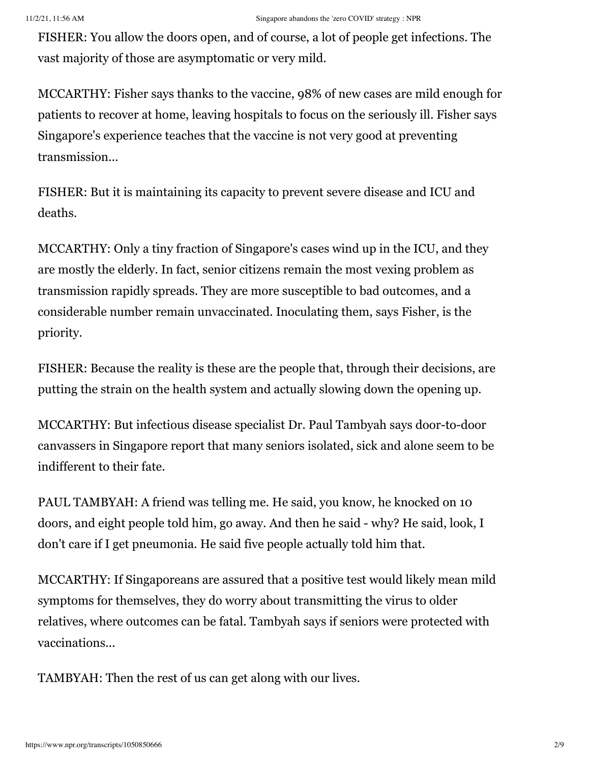FISHER: You allow the doors open, and of course, a lot of people get infections. The vast majority of those are asymptomatic or very mild.

MCCARTHY: Fisher says thanks to the vaccine, 98% of new cases are mild enough for patients to recover at home, leaving hospitals to focus on the seriously ill. Fisher says Singapore's experience teaches that the vaccine is not very good at preventing transmission...

FISHER: But it is maintaining its capacity to prevent severe disease and ICU and deaths.

MCCARTHY: Only a tiny fraction of Singapore's cases wind up in the ICU, and they are mostly the elderly. In fact, senior citizens remain the most vexing problem as transmission rapidly spreads. They are more susceptible to bad outcomes, and a considerable number remain unvaccinated. Inoculating them, says Fisher, is the priority.

FISHER: Because the reality is these are the people that, through their decisions, are putting the strain on the health system and actually slowing down the opening up.

MCCARTHY: But infectious disease specialist Dr. Paul Tambyah says door-to-door canvassers in Singapore report that many seniors isolated, sick and alone seem to be indifferent to their fate.

PAUL TAMBYAH: A friend was telling me. He said, you know, he knocked on 10 doors, and eight people told him, go away. And then he said - why? He said, look, I don't care if I get pneumonia. He said five people actually told him that.

MCCARTHY: If Singaporeans are assured that a positive test would likely mean mild symptoms for themselves, they do worry about transmitting the virus to older relatives, where outcomes can be fatal. Tambyah says if seniors were protected with vaccinations...

TAMBYAH: Then the rest of us can get along with our lives.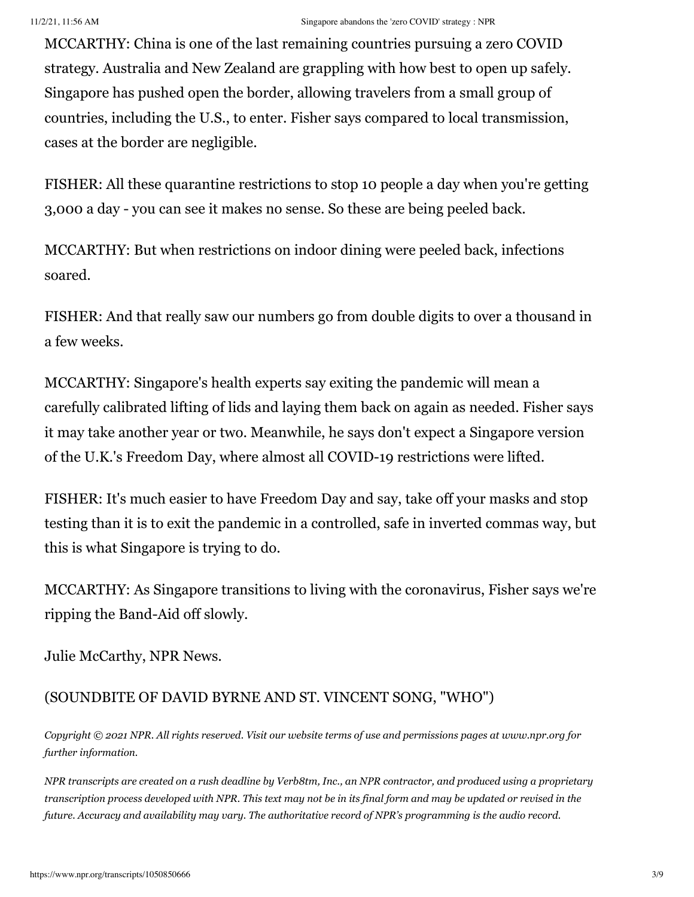MCCARTHY: China is one of the last remaining countries pursuing a zero COVID strategy. Australia and New Zealand are grappling with how best to open up safely. Singapore has pushed open the border, allowing travelers from a small group of countries, including the U.S., to enter. Fisher says compared to local transmission, cases at the border are negligible.

FISHER: All these quarantine restrictions to stop 10 people a day when you're getting 3,000 a day - you can see it makes no sense. So these are being peeled back.

MCCARTHY: But when restrictions on indoor dining were peeled back, infections soared.

FISHER: And that really saw our numbers go from double digits to over a thousand in a few weeks.

MCCARTHY: Singapore's health experts say exiting the pandemic will mean a carefully calibrated lifting of lids and laying them back on again as needed. Fisher says it may take another year or two. Meanwhile, he says don't expect a Singapore version of the U.K.'s Freedom Day, where almost all COVID-19 restrictions were lifted.

FISHER: It's much easier to have Freedom Day and say, take off your masks and stop testing than it is to exit the pandemic in a controlled, safe in inverted commas way, but this is what Singapore is trying to do.

MCCARTHY: As Singapore transitions to living with the coronavirus, Fisher says we're ripping the Band-Aid off slowly.

Julie McCarthy, NPR News.

(SOUNDBITE OF DAVID BYRNE AND ST. VINCENT SONG, "WHO")

*Copyright © 2021 NPR. All rights reserved. Visit our website terms of use and permissions pages at www.npr.org for further information.*

*NPR transcripts are created on a rush deadline by Verb8tm, Inc., an NPR contractor, and produced using a proprietary transcription process developed with NPR. This text may not be in its final form and may be updated or revised in the future. Accuracy and availability may vary. The authoritative record of NPR's programming is the audio record.*